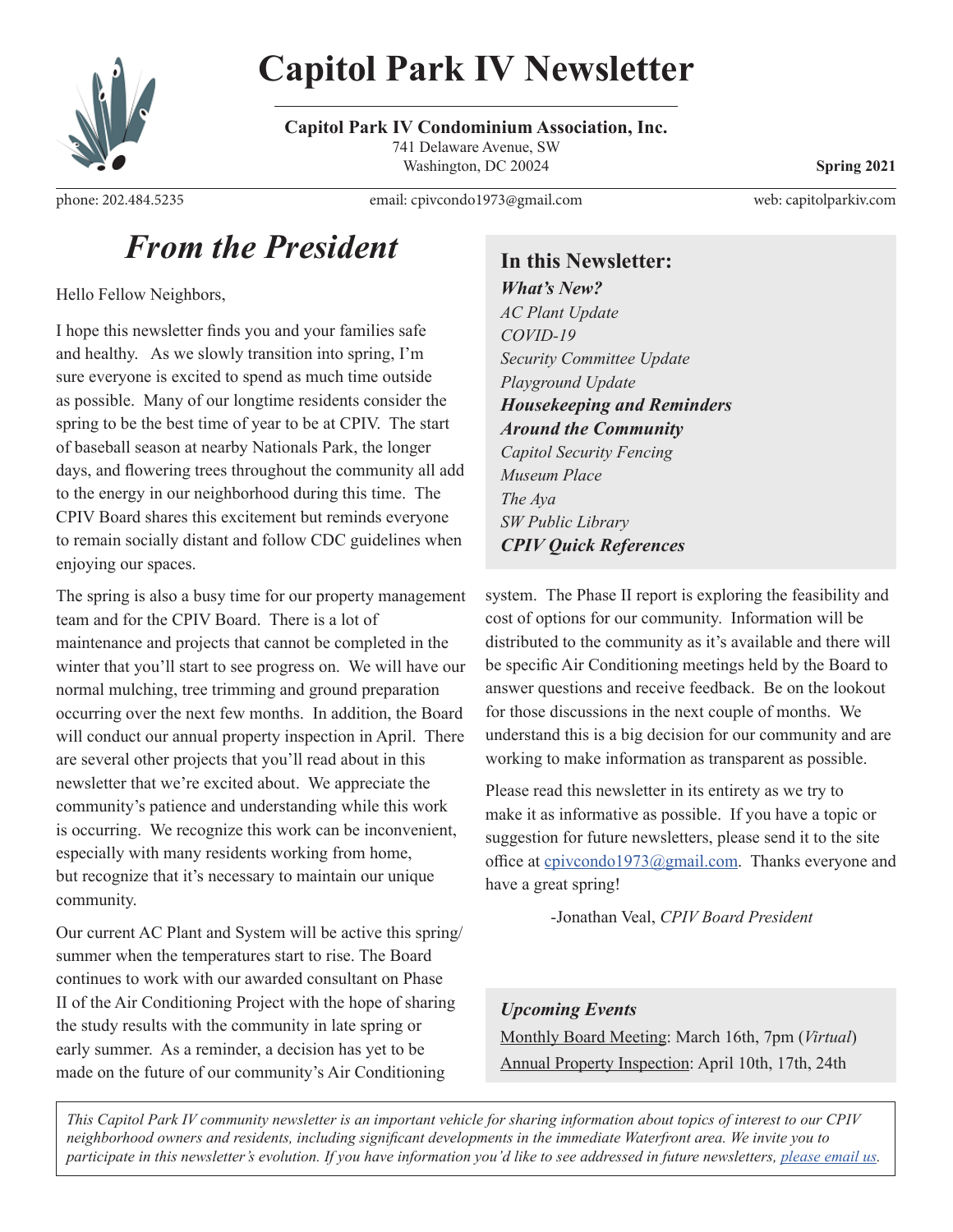# Capitol Park IV Newsletter

**Capitol Park IV Condominium Association, Inc.**
741 Delaware Avenue, SW
Washington, DC 20024

**Spring 2021**

phone: 202.484.5235 email: cpivcondo1973@gmail.com web: capitolparkiv.com

## *From the President*

Hello Fellow Neighbors,

I hope this newsletter finds you and your families safe and healthy. As we slowly transition into spring, I'm sure everyone is excited to spend as much time outside as possible. Many of our longtime residents consider the spring to be the best time of year to be at CPIV. The start of baseball season at nearby Nationals Park, the longer days, and flowering trees throughout the community all add to the energy in our neighborhood during this time. The CPIV Board shares this excitement but reminds everyone to remain socially distant and follow CDC guidelines when enjoying our spaces.

The spring is also a busy time for our property management team and for the CPIV Board. There is a lot of maintenance and projects that cannot be completed in the winter that you'll start to see progress on. We will have our normal mulching, tree trimming and ground preparation occurring over the next few months. In addition, the Board will conduct our annual property inspection in April. There are several other projects that you'll read about in this newsletter that we're excited about. We appreciate the community's patience and understanding while this work is occurring. We recognize this work can be inconvenient, especially with many residents working from home, but recognize that it's necessary to maintain our unique community.

Our current AC Plant and System will be active this spring/summer when the temperatures start to rise. The Board continues to work with our awarded consultant on Phase II of the Air Conditioning Project with the hope of sharing the study results with the community in late spring or early summer. As a reminder, a decision has yet to be made on the future of our community's Air Conditioning system. The Phase II report is exploring the feasibility and cost of options for our community. Information will be distributed to the community as it's available and there will be specific Air Conditioning meetings held by the Board to answer questions and receive feedback. Be on the lookout for those discussions in the next couple of months. We understand this is a big decision for our community and are working to make information as transparent as possible.

Please read this newsletter in its entirety as we try to make it as informative as possible. If you have a topic or suggestion for future newsletters, please send it to the site office at cpivcondo1973@gmail.com. Thanks everyone and have a great spring!

-Jonathan Veal, *CPIV Board President*

### In this Newsletter:

***What's New?***
*AC Plant Update*
*COVID-19*
*Security Committee Update*
*Playground Update*
***Housekeeping and Reminders***
***Around the Community***
*Capitol Security Fencing*
*Museum Place*
*The Aya*
*SW Public Library*
***CPIV Quick References***

### *Upcoming Events*

Monthly Board Meeting: March 16th, 7pm (*Virtual*)
Annual Property Inspection: April 10th, 17th, 24th

*This Capitol Park IV community newsletter is an important vehicle for sharing information about topics of interest to our CPIV neighborhood owners and residents, including significant developments in the immediate Waterfront area. We invite you to participate in this newsletter's evolution. If you have information you'd like to see addressed in future newsletters, please email us.*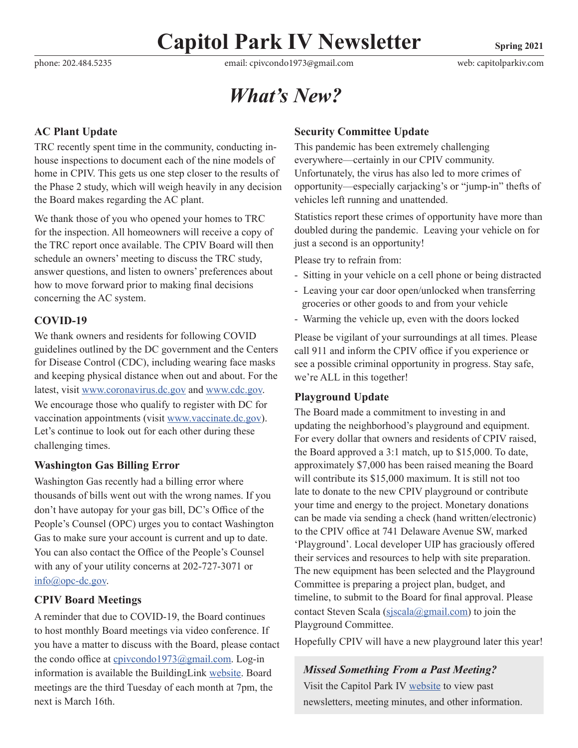# Capitol Park IV Newsletter

**Spring 2021**

phone: 202.484.5235 email: cpivcondo1973@gmail.com web: capitolparkiv.com

## *What's New?*

### AC Plant Update

TRC recently spent time in the community, conducting in-house inspections to document each of the nine models of home in CPIV. This gets us one step closer to the results of the Phase 2 study, which will weigh heavily in any decision the Board makes regarding the AC plant.

We thank those of you who opened your homes to TRC for the inspection. All homeowners will receive a copy of the TRC report once available. The CPIV Board will then schedule an owners' meeting to discuss the TRC study, answer questions, and listen to owners' preferences about how to move forward prior to making final decisions concerning the AC system.

### COVID-19

We thank owners and residents for following COVID guidelines outlined by the DC government and the Centers for Disease Control (CDC), including wearing face masks and keeping physical distance when out and about. For the latest, visit www.coronavirus.dc.gov and www.cdc.gov. We encourage those who qualify to register with DC for vaccination appointments (visit www.vaccinate.dc.gov). Let's continue to look out for each other during these challenging times.

### Washington Gas Billing Error

Washington Gas recently had a billing error where thousands of bills went out with the wrong names. If you don't have autopay for your gas bill, DC's Office of the People's Counsel (OPC) urges you to contact Washington Gas to make sure your account is current and up to date. You can also contact the Office of the People's Counsel with any of your utility concerns at 202-727-3071 or info@opc-dc.gov.

### CPIV Board Meetings

A reminder that due to COVID-19, the Board continues to host monthly Board meetings via video conference. If you have a matter to discuss with the Board, please contact the condo office at cpivcondo1973@gmail.com. Log-in information is available the BuildingLink website. Board meetings are the third Tuesday of each month at 7pm, the next is March 16th.

### Security Committee Update

This pandemic has been extremely challenging everywhere—certainly in our CPIV community. Unfortunately, the virus has also led to more crimes of opportunity—especially carjacking's or "jump-in" thefts of vehicles left running and unattended.

Statistics report these crimes of opportunity have more than doubled during the pandemic. Leaving your vehicle on for just a second is an opportunity!

Please try to refrain from:

- Sitting in your vehicle on a cell phone or being distracted
- Leaving your car door open/unlocked when transferring groceries or other goods to and from your vehicle
- Warming the vehicle up, even with the doors locked

Please be vigilant of your surroundings at all times. Please call 911 and inform the CPIV office if you experience or see a possible criminal opportunity in progress. Stay safe, we're ALL in this together!

### Playground Update

The Board made a commitment to investing in and updating the neighborhood's playground and equipment. For every dollar that owners and residents of CPIV raised, the Board approved a 3:1 match, up to $15,000. To date, approximately $7,000 has been raised meaning the Board will contribute its $15,000 maximum. It is still not too late to donate to the new CPIV playground or contribute your time and energy to the project. Monetary donations can be made via sending a check (hand written/electronic) to the CPIV office at 741 Delaware Avenue SW, marked 'Playground'. Local developer UIP has graciously offered their services and resources to help with site preparation. The new equipment has been selected and the Playground Committee is preparing a project plan, budget, and timeline, to submit to the Board for final approval. Please contact Steven Scala (sjscala@gmail.com) to join the Playground Committee.

Hopefully CPIV will have a new playground later this year!

### *Missed Something From a Past Meeting?*

Visit the Capitol Park IV website to view past newsletters, meeting minutes, and other information.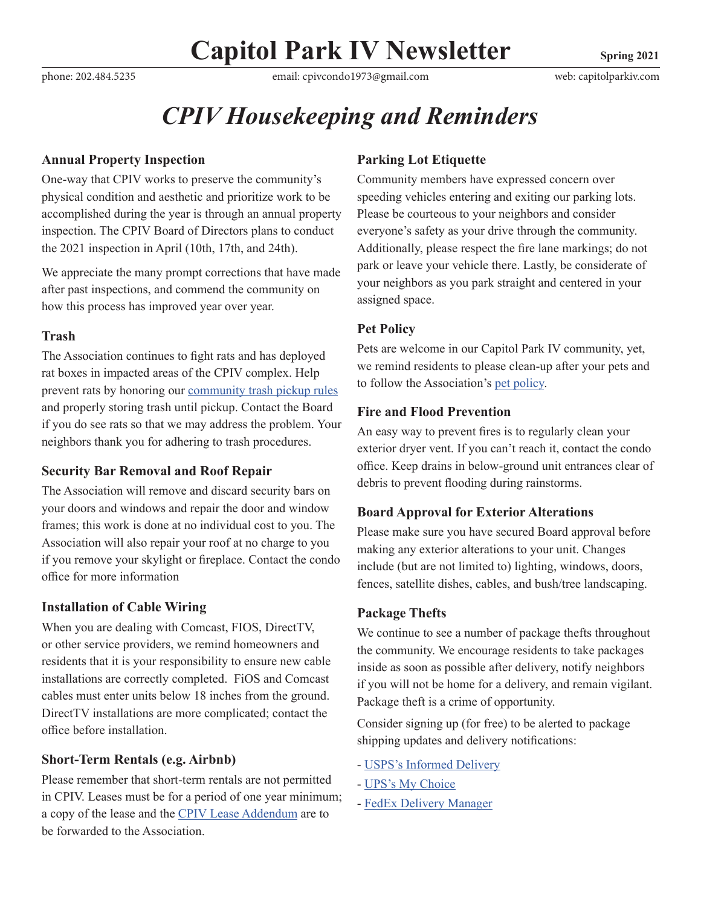# Capitol Park IV Newsletter

**Spring 2021**

phone: 202.484.5235 email: cpivcondo1973@gmail.com web: capitolparkiv.com

## *CPIV Housekeeping and Reminders*

### Annual Property Inspection

One-way that CPIV works to preserve the community's physical condition and aesthetic and prioritize work to be accomplished during the year is through an annual property inspection. The CPIV Board of Directors plans to conduct the 2021 inspection in April (10th, 17th, and 24th).

We appreciate the many prompt corrections that have made after past inspections, and commend the community on how this process has improved year over year.

### Trash

The Association continues to fight rats and has deployed rat boxes in impacted areas of the CPIV complex. Help prevent rats by honoring our community trash pickup rules and properly storing trash until pickup. Contact the Board if you do see rats so that we may address the problem. Your neighbors thank you for adhering to trash procedures.

### Security Bar Removal and Roof Repair

The Association will remove and discard security bars on your doors and windows and repair the door and window frames; this work is done at no individual cost to you. The Association will also repair your roof at no charge to you if you remove your skylight or fireplace. Contact the condo office for more information

### Installation of Cable Wiring

When you are dealing with Comcast, FIOS, DirectTV, or other service providers, we remind homeowners and residents that it is your responsibility to ensure new cable installations are correctly completed. FiOS and Comcast cables must enter units below 18 inches from the ground. DirectTV installations are more complicated; contact the office before installation.

### Short-Term Rentals (e.g. Airbnb)

Please remember that short-term rentals are not permitted in CPIV. Leases must be for a period of one year minimum; a copy of the lease and the CPIV Lease Addendum are to be forwarded to the Association.

### Parking Lot Etiquette

Community members have expressed concern over speeding vehicles entering and exiting our parking lots. Please be courteous to your neighbors and consider everyone's safety as your drive through the community. Additionally, please respect the fire lane markings; do not park or leave your vehicle there. Lastly, be considerate of your neighbors as you park straight and centered in your assigned space.

### Pet Policy

Pets are welcome in our Capitol Park IV community, yet, we remind residents to please clean-up after your pets and to follow the Association's pet policy.

### Fire and Flood Prevention

An easy way to prevent fires is to regularly clean your exterior dryer vent. If you can't reach it, contact the condo office. Keep drains in below-ground unit entrances clear of debris to prevent flooding during rainstorms.

### Board Approval for Exterior Alterations

Please make sure you have secured Board approval before making any exterior alterations to your unit. Changes include (but are not limited to) lighting, windows, doors, fences, satellite dishes, cables, and bush/tree landscaping.

### Package Thefts

We continue to see a number of package thefts throughout the community. We encourage residents to take packages inside as soon as possible after delivery, notify neighbors if you will not be home for a delivery, and remain vigilant. Package theft is a crime of opportunity.

Consider signing up (for free) to be alerted to package shipping updates and delivery notifications:

- USPS's Informed Delivery
- UPS's My Choice
- FedEx Delivery Manager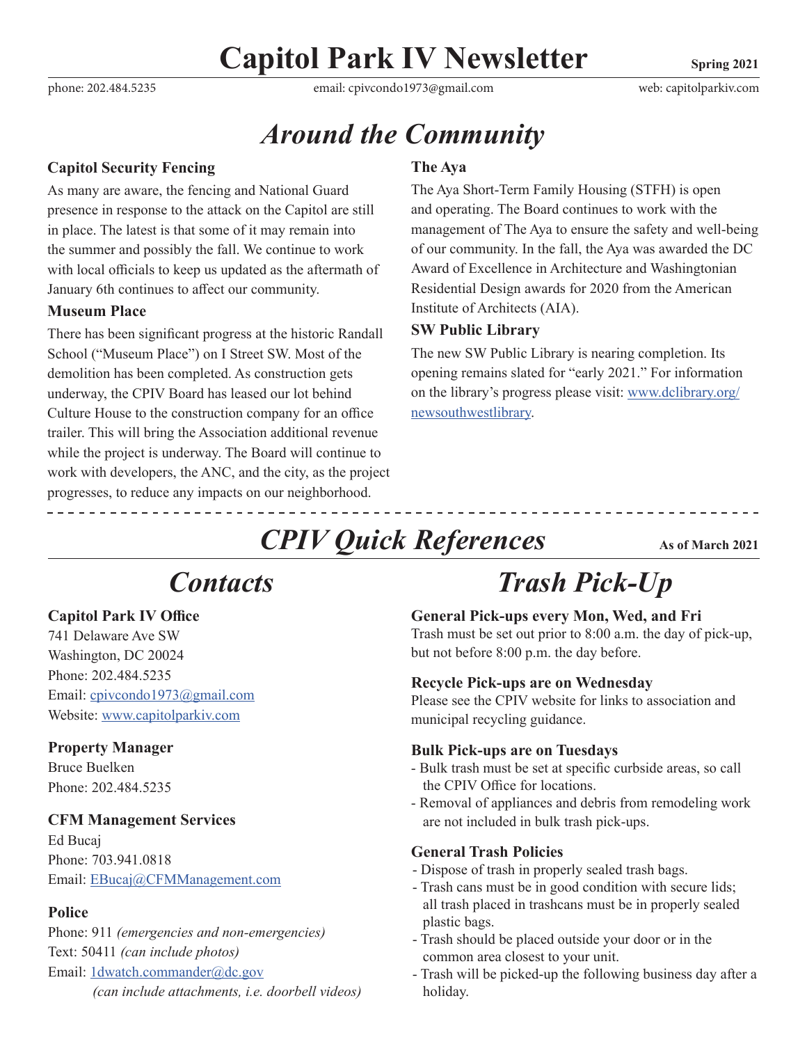# Capitol Park IV Newsletter

**Spring 2021**

phone: 202.484.5235 email: cpivcondo1973@gmail.com web: capitolparkiv.com

## *Around the Community*

### Capitol Security Fencing

As many are aware, the fencing and National Guard presence in response to the attack on the Capitol are still in place. The latest is that some of it may remain into the summer and possibly the fall. We continue to work with local officials to keep us updated as the aftermath of January 6th continues to affect our community.

### Museum Place

There has been significant progress at the historic Randall School ("Museum Place") on I Street SW. Most of the demolition has been completed. As construction gets underway, the CPIV Board has leased our lot behind Culture House to the construction company for an office trailer. This will bring the Association additional revenue while the project is underway. The Board will continue to work with developers, the ANC, and the city, as the project progresses, to reduce any impacts on our neighborhood.

### The Aya

The Aya Short-Term Family Housing (STFH) is open and operating. The Board continues to work with the management of The Aya to ensure the safety and well-being of our community. In the fall, the Aya was awarded the DC Award of Excellence in Architecture and Washingtonian Residential Design awards for 2020 from the American Institute of Architects (AIA).

### SW Public Library

The new SW Public Library is nearing completion. Its opening remains slated for "early 2021." For information on the library's progress please visit: www.dclibrary.org/newsouthwestlibrary.

## *CPIV Quick References*

**As of March 2021**

## *Contacts*

**Capitol Park IV Office**
741 Delaware Ave SW
Washington, DC 20024
Phone: 202.484.5235
Email: cpivcondo1973@gmail.com
Website: www.capitolparkiv.com

**Property Manager**
Bruce Buelken
Phone: 202.484.5235

**CFM Management Services**
Ed Bucaj
Phone: 703.941.0818
Email: EBucaj@CFMManagement.com

**Police**
Phone: 911 *(emergencies and non-emergencies)*
Text: 50411 *(can include photos)*
Email: 1dwatch.commander@dc.gov
*(can include attachments, i.e. doorbell videos)*

## *Trash Pick-Up*

**General Pick-ups every Mon, Wed, and Fri**
Trash must be set out prior to 8:00 a.m. the day of pick-up, but not before 8:00 p.m. the day before.

**Recycle Pick-ups are on Wednesday**
Please see the CPIV website for links to association and municipal recycling guidance.

**Bulk Pick-ups are on Tuesdays**
- Bulk trash must be set at specific curbside areas, so call the CPIV Office for locations.
- Removal of appliances and debris from remodeling work are not included in bulk trash pick-ups.

**General Trash Policies**
- Dispose of trash in properly sealed trash bags.
- Trash cans must be in good condition with secure lids; all trash placed in trashcans must be in properly sealed plastic bags.
- Trash should be placed outside your door or in the common area closest to your unit.
- Trash will be picked-up the following business day after a holiday.